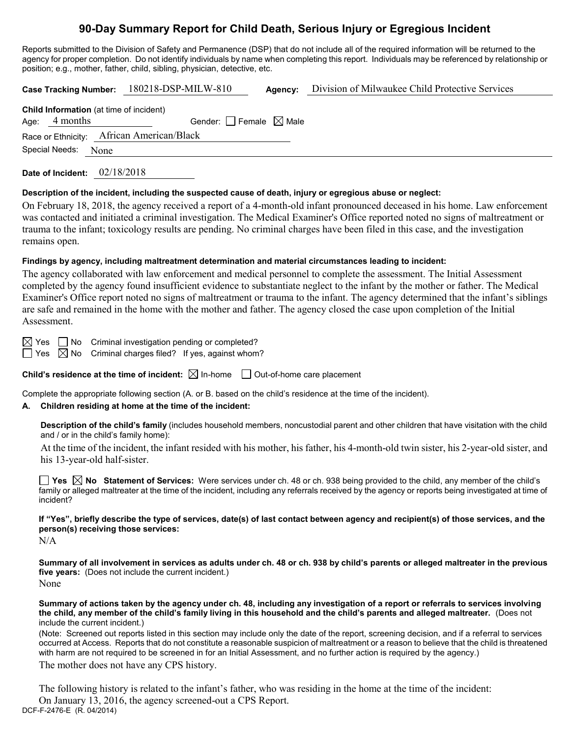# 90-Day Summary Report for Child Death, Serious Injury or Egregious Incident

Reports submitted to the Division of Safety and Permanence (DSP) that do not include all of the required information will be returned to the agency for proper completion. Do not identify individuals by name when completing this report. Individuals may be referenced by relationship or position; e.g., mother, father, child, sibling, physician, detective, etc.

**Case Tracking Number:** 180218-DSP-MILW-810 **Agency:** Division of Milwaukee Child Protective Services

**Child Information** (at time of incident)

Age: 4 months Gender: ☐ Female ☒ Male

Race or Ethnicity: African American/Black

Special Needs: None

**Date of Incident:** 02/18/2018

**Description of the incident, including the suspected cause of death, injury or egregious abuse or neglect:**

On February 18, 2018, the agency received a report of a 4-month-old infant pronounced deceased in his home. Law enforcement was contacted and initiated a criminal investigation. The Medical Examiner's Office reported noted no signs of maltreatment or trauma to the infant; toxicology results are pending. No criminal charges have been filed in this case, and the investigation remains open.

**Findings by agency, including maltreatment determination and material circumstances leading to incident:**

The agency collaborated with law enforcement and medical personnel to complete the assessment. The Initial Assessment completed by the agency found insufficient evidence to substantiate neglect to the infant by the mother or father. The Medical Examiner's Office report noted no signs of maltreatment or trauma to the infant. The agency determined that the infant's siblings are safe and remained in the home with the mother and father. The agency closed the case upon completion of the Initial Assessment.

☒ Yes ☐ No Criminal investigation pending or completed?

☐ Yes ☒ No Criminal charges filed? If yes, against whom?

**Child's residence at the time of incident:** ☒ In-home ☐ Out-of-home care placement

Complete the appropriate following section (A. or B. based on the child's residence at the time of the incident).

**A. Children residing at home at the time of the incident:**

**Description of the child's family** (includes household members, noncustodial parent and other children that have visitation with the child and / or in the child's family home):

At the time of the incident, the infant resided with his mother, his father, his 4-month-old twin sister, his 2-year-old sister, and his 13-year-old half-sister.

☐ **Yes** ☒ **No Statement of Services:** Were services under ch. 48 or ch. 938 being provided to the child, any member of the child's family or alleged maltreater at the time of the incident, including any referrals received by the agency or reports being investigated at time of incident?

**If "Yes", briefly describe the type of services, date(s) of last contact between agency and recipient(s) of those services, and the person(s) receiving those services:**

N/A

**Summary of all involvement in services as adults under ch. 48 or ch. 938 by child's parents or alleged maltreater in the previous five years:** (Does not include the current incident.)

None

**Summary of actions taken by the agency under ch. 48, including any investigation of a report or referrals to services involving the child, any member of the child's family living in this household and the child's parents and alleged maltreater.** (Does not include the current incident.)

(Note: Screened out reports listed in this section may include only the date of the report, screening decision, and if a referral to services occurred at Access. Reports that do not constitute a reasonable suspicion of maltreatment or a reason to believe that the child is threatened with harm are not required to be screened in for an Initial Assessment, and no further action is required by the agency.)

The mother does not have any CPS history.

The following history is related to the infant's father, who was residing in the home at the time of the incident:

On January 13, 2016, the agency screened-out a CPS Report.

DCF-F-2476-E (R. 04/2014)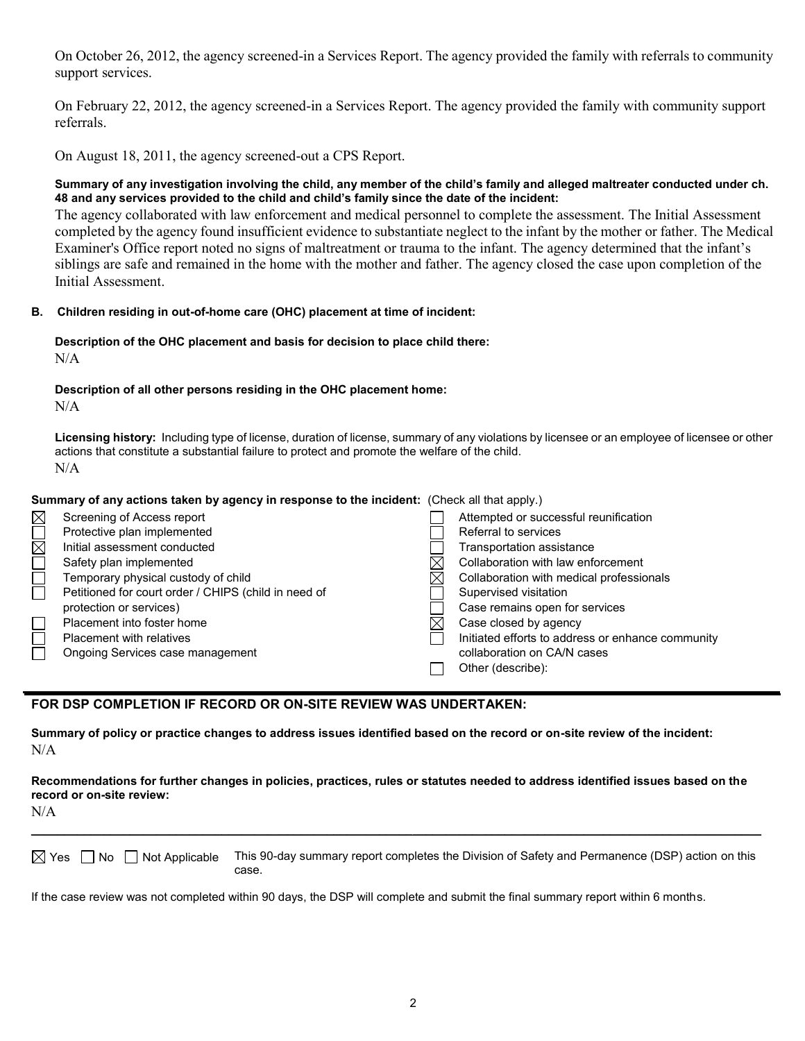On October 26, 2012, the agency screened-in a Services Report. The agency provided the family with referrals to community support services.

On February 22, 2012, the agency screened-in a Services Report. The agency provided the family with community support referrals.

On August 18, 2011, the agency screened-out a CPS Report.

**Summary of any investigation involving the child, any member of the child's family and alleged maltreater conducted under ch. 48 and any services provided to the child and child's family since the date of the incident:**

The agency collaborated with law enforcement and medical personnel to complete the assessment. The Initial Assessment completed by the agency found insufficient evidence to substantiate neglect to the infant by the mother or father. The Medical Examiner's Office report noted no signs of maltreatment or trauma to the infant. The agency determined that the infant's siblings are safe and remained in the home with the mother and father. The agency closed the case upon completion of the Initial Assessment.

**B. Children residing in out-of-home care (OHC) placement at time of incident:**

**Description of the OHC placement and basis for decision to place child there:**
N/A

**Description of all other persons residing in the OHC placement home:**
N/A

**Licensing history:** Including type of license, duration of license, summary of any violations by licensee or an employee of licensee or other actions that constitute a substantial failure to protect and promote the welfare of the child.
N/A

**Summary of any actions taken by agency in response to the incident:** (Check all that apply.)

- [x] Screening of Access report
- [ ] Protective plan implemented
- [x] Initial assessment conducted
- [ ] Safety plan implemented
- [ ] Temporary physical custody of child
- [ ] Petitioned for court order / CHIPS (child in need of protection or services)
- [ ] Placement into foster home
- [ ] Placement with relatives
- [ ] Ongoing Services case management
- [ ] Attempted or successful reunification
- [ ] Referral to services
- [ ] Transportation assistance
- [x] Collaboration with law enforcement
- [x] Collaboration with medical professionals
- [ ] Supervised visitation
- [ ] Case remains open for services
- [x] Case closed by agency
- [ ] Initiated efforts to address or enhance community collaboration on CA/N cases
- [ ] Other (describe):

## FOR DSP COMPLETION IF RECORD OR ON-SITE REVIEW WAS UNDERTAKEN:

**Summary of policy or practice changes to address issues identified based on the record or on-site review of the incident:**
N/A

**Recommendations for further changes in policies, practices, rules or statutes needed to address identified issues based on the record or on-site review:**
N/A

---

☒ Yes ☐ No ☐ Not Applicable This 90-day summary report completes the Division of Safety and Permanence (DSP) action on this case.

If the case review was not completed within 90 days, the DSP will complete and submit the final summary report within 6 months.